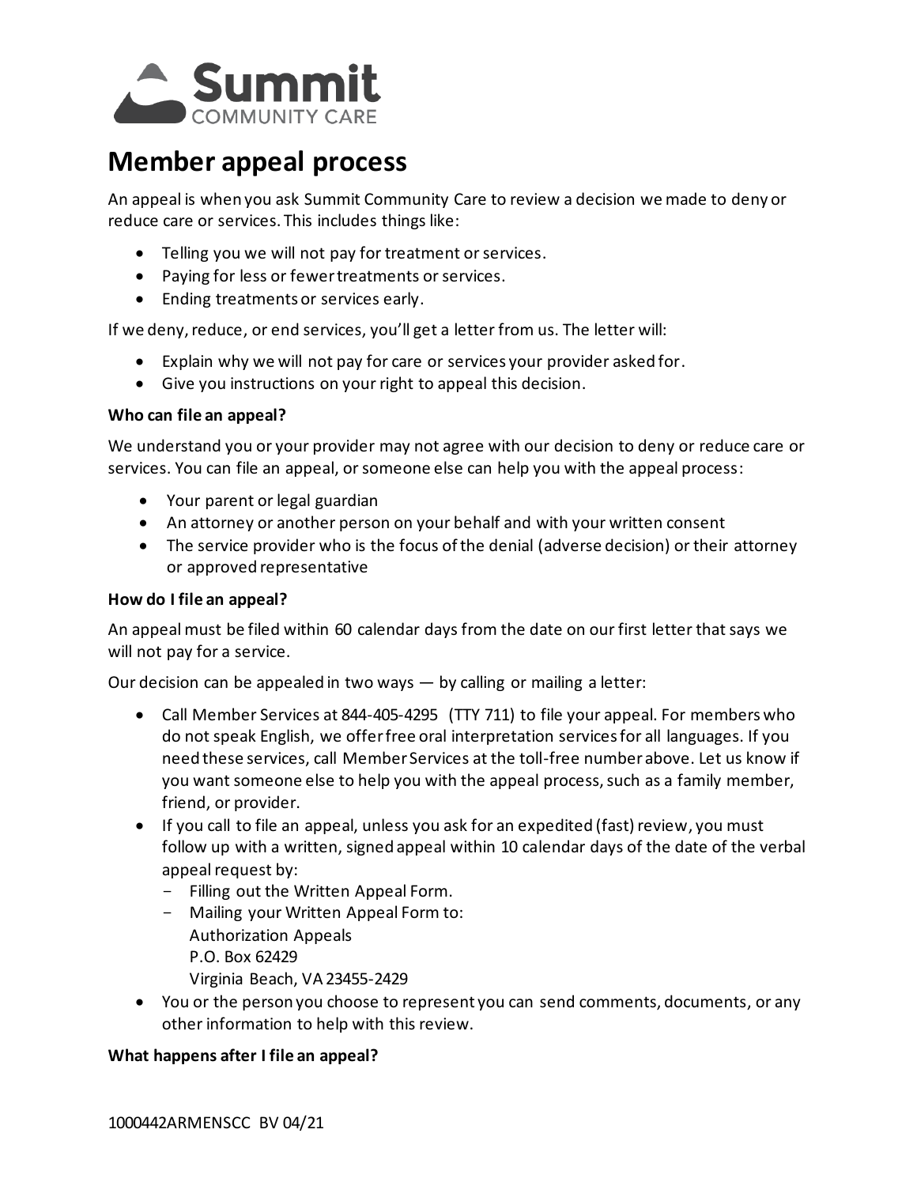Summit COMMUNITY CARE

# Member appeal process

An appeal is when you ask Summit Community Care to review a decision we made to deny or reduce care or services. This includes things like:

- Telling you we will not pay for treatment or services.
- Paying for less or fewer treatments or services.
- Ending treatments or services early.

If we deny, reduce, or end services, you'll get a letter from us. The letter will:

- Explain why we will not pay for care or services your provider asked for.
- Give you instructions on your right to appeal this decision.

**Who can file an appeal?**

We understand you or your provider may not agree with our decision to deny or reduce care or services. You can file an appeal, or someone else can help you with the appeal process:

- Your parent or legal guardian
- An attorney or another person on your behalf and with your written consent
- The service provider who is the focus of the denial (adverse decision) or their attorney or approved representative

**How do I file an appeal?**

An appeal must be filed within 60 calendar days from the date on our first letter that says we will not pay for a service.

Our decision can be appealed in two ways — by calling or mailing a letter:

- Call Member Services at 844-405-4295 (TTY 711) to file your appeal. For members who do not speak English, we offer free oral interpretation services for all languages. If you need these services, call Member Services at the toll-free number above. Let us know if you want someone else to help you with the appeal process, such as a family member, friend, or provider.
- If you call to file an appeal, unless you ask for an expedited (fast) review, you must follow up with a written, signed appeal within 10 calendar days of the date of the verbal appeal request by:
  - Filling out the Written Appeal Form.
  - Mailing your Written Appeal Form to:
    Authorization Appeals
    P.O. Box 62429
    Virginia Beach, VA 23455-2429
- You or the person you choose to represent you can send comments, documents, or any other information to help with this review.

**What happens after I file an appeal?**

1000442ARMENSCC BV 04/21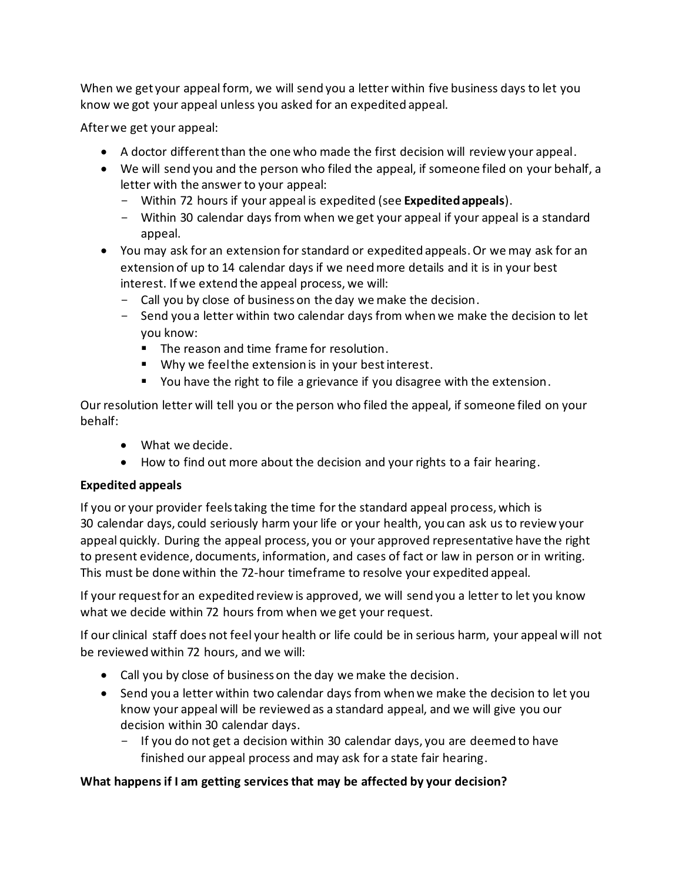When we get your appeal form, we will send you a letter within five business days to let you know we got your appeal unless you asked for an expedited appeal.

After we get your appeal:

- A doctor different than the one who made the first decision will review your appeal.
- We will send you and the person who filed the appeal, if someone filed on your behalf, a letter with the answer to your appeal:
  - Within 72 hours if your appeal is expedited (see **Expedited appeals**).
  - Within 30 calendar days from when we get your appeal if your appeal is a standard appeal.
- You may ask for an extension for standard or expedited appeals. Or we may ask for an extension of up to 14 calendar days if we need more details and it is in your best interest. If we extend the appeal process, we will:
  - Call you by close of business on the day we make the decision.
  - Send you a letter within two calendar days from when we make the decision to let you know:
    - The reason and time frame for resolution.
    - Why we feel the extension is in your best interest.
    - You have the right to file a grievance if you disagree with the extension.

Our resolution letter will tell you or the person who filed the appeal, if someone filed on your behalf:

- What we decide.
- How to find out more about the decision and your rights to a fair hearing.

**Expedited appeals**

If you or your provider feels taking the time for the standard appeal process, which is 30 calendar days, could seriously harm your life or your health, you can ask us to review your appeal quickly. During the appeal process, you or your approved representative have the right to present evidence, documents, information, and cases of fact or law in person or in writing. This must be done within the 72-hour timeframe to resolve your expedited appeal.

If your request for an expedited review is approved, we will send you a letter to let you know what we decide within 72 hours from when we get your request.

If our clinical staff does not feel your health or life could be in serious harm, your appeal will not be reviewed within 72 hours, and we will:

- Call you by close of business on the day we make the decision.
- Send you a letter within two calendar days from when we make the decision to let you know your appeal will be reviewed as a standard appeal, and we will give you our decision within 30 calendar days.
  - If you do not get a decision within 30 calendar days, you are deemed to have finished our appeal process and may ask for a state fair hearing.

**What happens if I am getting services that may be affected by your decision?**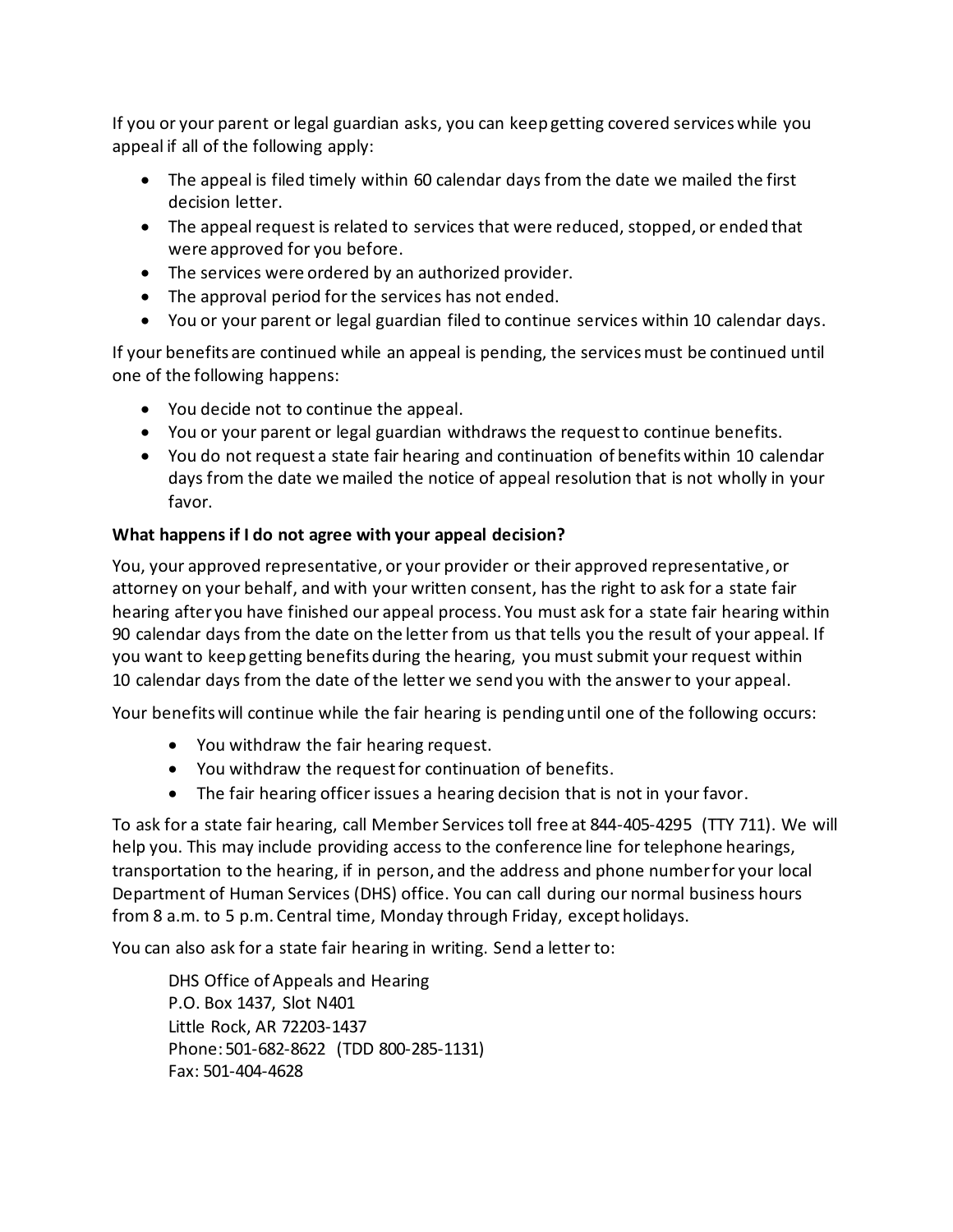If you or your parent or legal guardian asks, you can keep getting covered services while you appeal if all of the following apply:

- The appeal is filed timely within 60 calendar days from the date we mailed the first decision letter.
- The appeal request is related to services that were reduced, stopped, or ended that were approved for you before.
- The services were ordered by an authorized provider.
- The approval period for the services has not ended.
- You or your parent or legal guardian filed to continue services within 10 calendar days.

If your benefits are continued while an appeal is pending, the services must be continued until one of the following happens:

- You decide not to continue the appeal.
- You or your parent or legal guardian withdraws the request to continue benefits.
- You do not request a state fair hearing and continuation of benefits within 10 calendar days from the date we mailed the notice of appeal resolution that is not wholly in your favor.

**What happens if I do not agree with your appeal decision?**

You, your approved representative, or your provider or their approved representative, or attorney on your behalf, and with your written consent, has the right to ask for a state fair hearing after you have finished our appeal process. You must ask for a state fair hearing within 90 calendar days from the date on the letter from us that tells you the result of your appeal. If you want to keep getting benefits during the hearing, you must submit your request within 10 calendar days from the date of the letter we send you with the answer to your appeal.

Your benefits will continue while the fair hearing is pending until one of the following occurs:

- You withdraw the fair hearing request.
- You withdraw the request for continuation of benefits.
- The fair hearing officer issues a hearing decision that is not in your favor.

To ask for a state fair hearing, call Member Services toll free at 844-405-4295 (TTY 711). We will help you. This may include providing access to the conference line for telephone hearings, transportation to the hearing, if in person, and the address and phone number for your local Department of Human Services (DHS) office. You can call during our normal business hours from 8 a.m. to 5 p.m. Central time, Monday through Friday, except holidays.

You can also ask for a state fair hearing in writing. Send a letter to:

DHS Office of Appeals and Hearing
P.O. Box 1437, Slot N401
Little Rock, AR 72203-1437
Phone: 501-682-8622 (TDD 800-285-1131)
Fax: 501-404-4628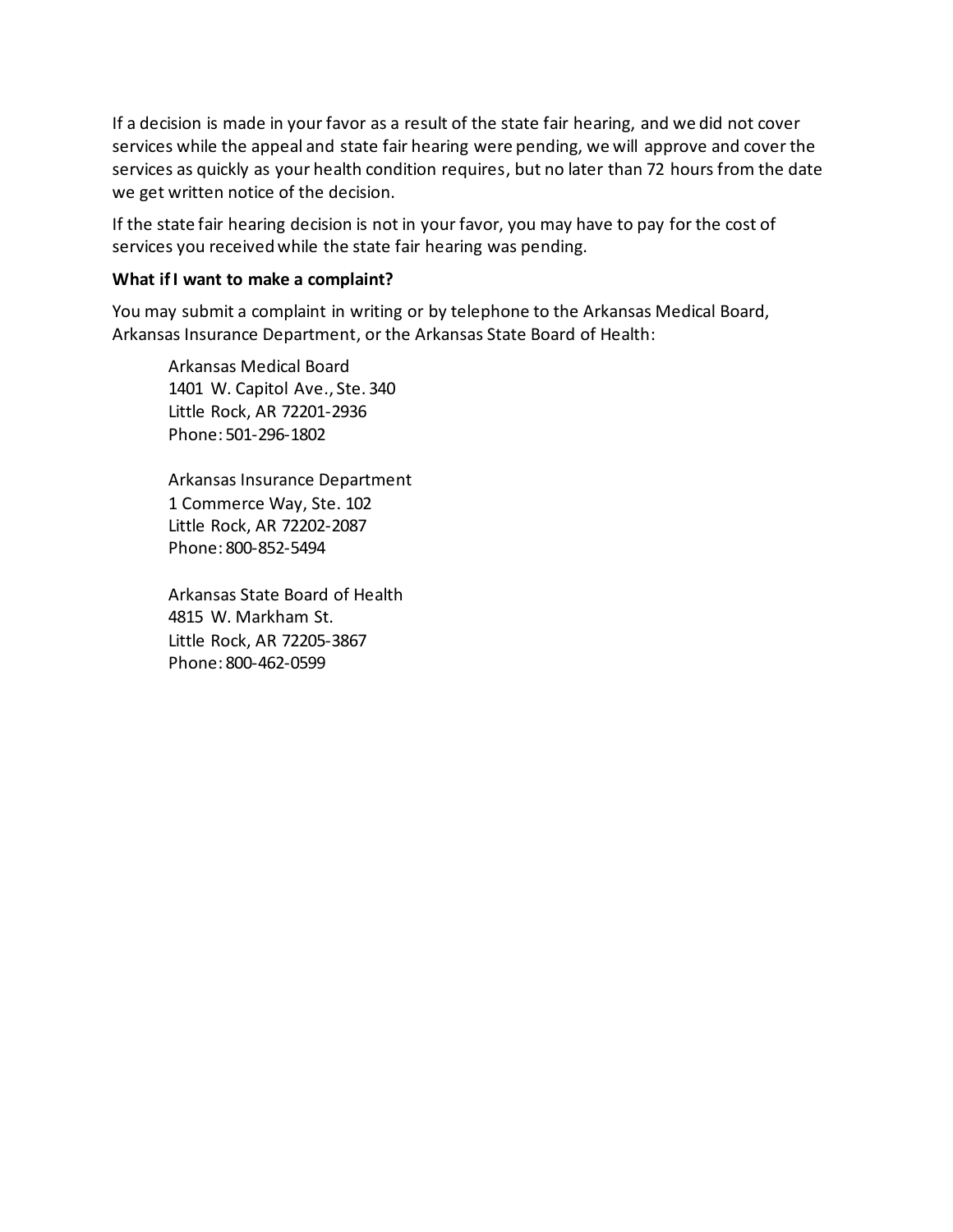If a decision is made in your favor as a result of the state fair hearing, and we did not cover services while the appeal and state fair hearing were pending, we will approve and cover the services as quickly as your health condition requires, but no later than 72 hours from the date we get written notice of the decision.

If the state fair hearing decision is not in your favor, you may have to pay for the cost of services you received while the state fair hearing was pending.

**What if I want to make a complaint?**

You may submit a complaint in writing or by telephone to the Arkansas Medical Board, Arkansas Insurance Department, or the Arkansas State Board of Health:

Arkansas Medical Board
1401 W. Capitol Ave., Ste. 340
Little Rock, AR 72201-2936
Phone: 501-296-1802

Arkansas Insurance Department
1 Commerce Way, Ste. 102
Little Rock, AR 72202-2087
Phone: 800-852-5494

Arkansas State Board of Health
4815 W. Markham St.
Little Rock, AR 72205-3867
Phone: 800-462-0599